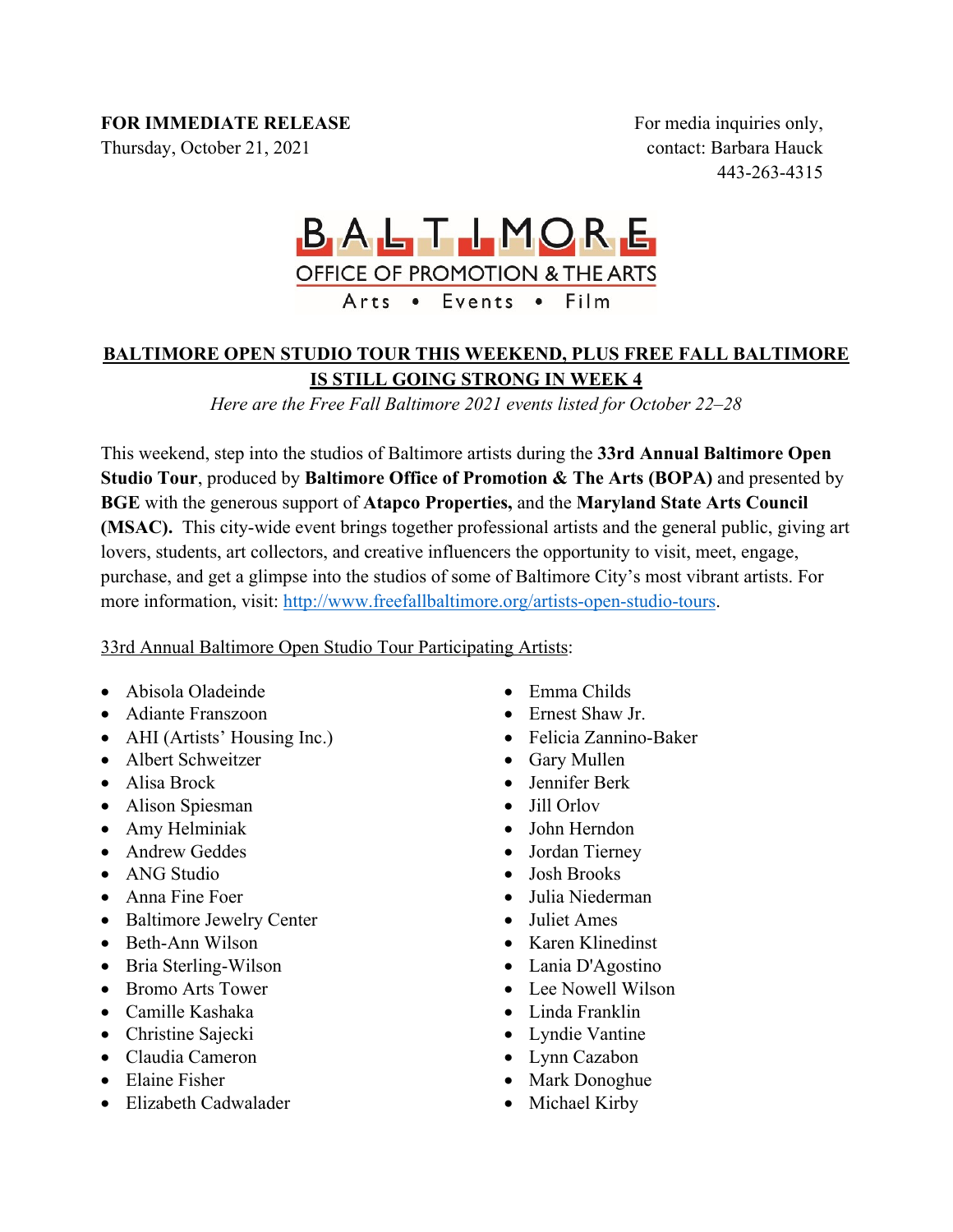**FOR IMMEDIATE RELEASE**
Thursday, October 21, 2021

For media inquiries only,
contact: Barbara Hauck
443-263-4315

BALTIMORE
OFFICE OF PROMOTION & THE ARTS
Arts • Events • Film

## BALTIMORE OPEN STUDIO TOUR THIS WEEKEND, PLUS FREE FALL BALTIMORE IS STILL GOING STRONG IN WEEK 4

*Here are the Free Fall Baltimore 2021 events listed for October 22–28*

This weekend, step into the studios of Baltimore artists during the **33rd Annual Baltimore Open Studio Tour**, produced by **Baltimore Office of Promotion & The Arts (BOPA)** and presented by **BGE** with the generous support of **Atapco Properties,** and the **Maryland State Arts Council (MSAC).** This city-wide event brings together professional artists and the general public, giving art lovers, students, art collectors, and creative influencers the opportunity to visit, meet, engage, purchase, and get a glimpse into the studios of some of Baltimore City's most vibrant artists. For more information, visit: http://www.freefallbaltimore.org/artists-open-studio-tours.

33rd Annual Baltimore Open Studio Tour Participating Artists:

- Abisola Oladeinde
- Adiante Franszoon
- AHI (Artists' Housing Inc.)
- Albert Schweitzer
- Alisa Brock
- Alison Spiesman
- Amy Helminiak
- Andrew Geddes
- ANG Studio
- Anna Fine Foer
- Baltimore Jewelry Center
- Beth-Ann Wilson
- Bria Sterling-Wilson
- Bromo Arts Tower
- Camille Kashaka
- Christine Sajecki
- Claudia Cameron
- Elaine Fisher
- Elizabeth Cadwalader
- Emma Childs
- Ernest Shaw Jr.
- Felicia Zannino-Baker
- Gary Mullen
- Jennifer Berk
- Jill Orlov
- John Herndon
- Jordan Tierney
- Josh Brooks
- Julia Niederman
- Juliet Ames
- Karen Klinedinst
- Lania D'Agostino
- Lee Nowell Wilson
- Linda Franklin
- Lyndie Vantine
- Lynn Cazabon
- Mark Donoghue
- Michael Kirby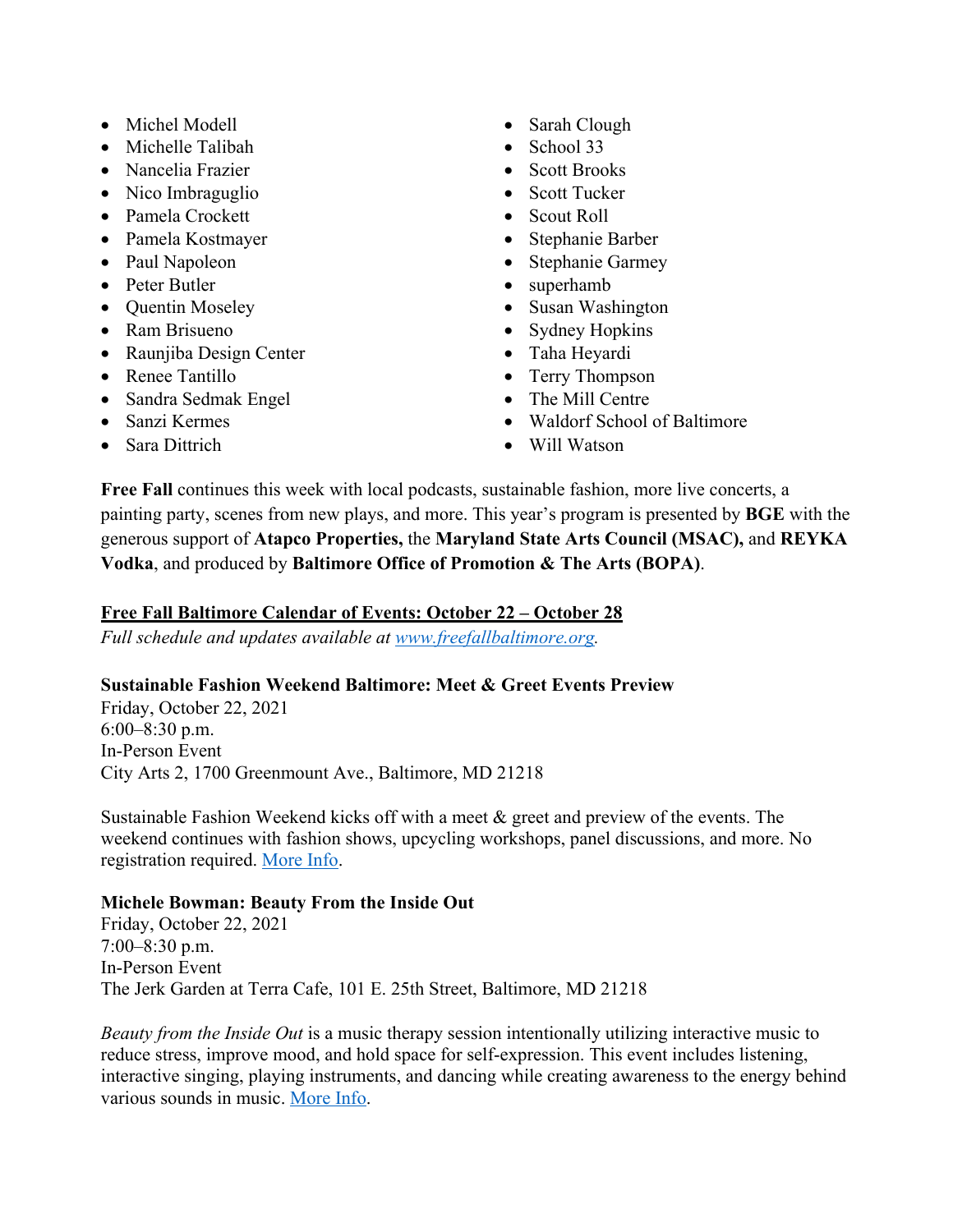- Michel Modell
- Michelle Talibah
- Nancelia Frazier
- Nico Imbraguglio
- Pamela Crockett
- Pamela Kostmayer
- Paul Napoleon
- Peter Butler
- Quentin Moseley
- Ram Brisueno
- Raunjiba Design Center
- Renee Tantillo
- Sandra Sedmak Engel
- Sanzi Kermes
- Sara Dittrich
- Sarah Clough
- School 33
- Scott Brooks
- Scott Tucker
- Scout Roll
- Stephanie Barber
- Stephanie Garmey
- superhamb
- Susan Washington
- Sydney Hopkins
- Taha Heyardi
- Terry Thompson
- The Mill Centre
- Waldorf School of Baltimore
- Will Watson

**Free Fall** continues this week with local podcasts, sustainable fashion, more live concerts, a painting party, scenes from new plays, and more. This year's program is presented by **BGE** with the generous support of **Atapco Properties,** the **Maryland State Arts Council (MSAC),** and **REYKA Vodka**, and produced by **Baltimore Office of Promotion & The Arts (BOPA)**.

**Free Fall Baltimore Calendar of Events: October 22 – October 28**

*Full schedule and updates available at [www.freefallbaltimore.org](www.freefallbaltimore.org).*

**Sustainable Fashion Weekend Baltimore: Meet & Greet Events Preview**
Friday, October 22, 2021
6:00–8:30 p.m.
In-Person Event
City Arts 2, 1700 Greenmount Ave., Baltimore, MD 21218

Sustainable Fashion Weekend kicks off with a meet & greet and preview of the events. The weekend continues with fashion shows, upcycling workshops, panel discussions, and more. No registration required. More Info.

**Michele Bowman: Beauty From the Inside Out**
Friday, October 22, 2021
7:00–8:30 p.m.
In-Person Event
The Jerk Garden at Terra Cafe, 101 E. 25th Street, Baltimore, MD 21218

*Beauty from the Inside Out* is a music therapy session intentionally utilizing interactive music to reduce stress, improve mood, and hold space for self-expression. This event includes listening, interactive singing, playing instruments, and dancing while creating awareness to the energy behind various sounds in music. More Info.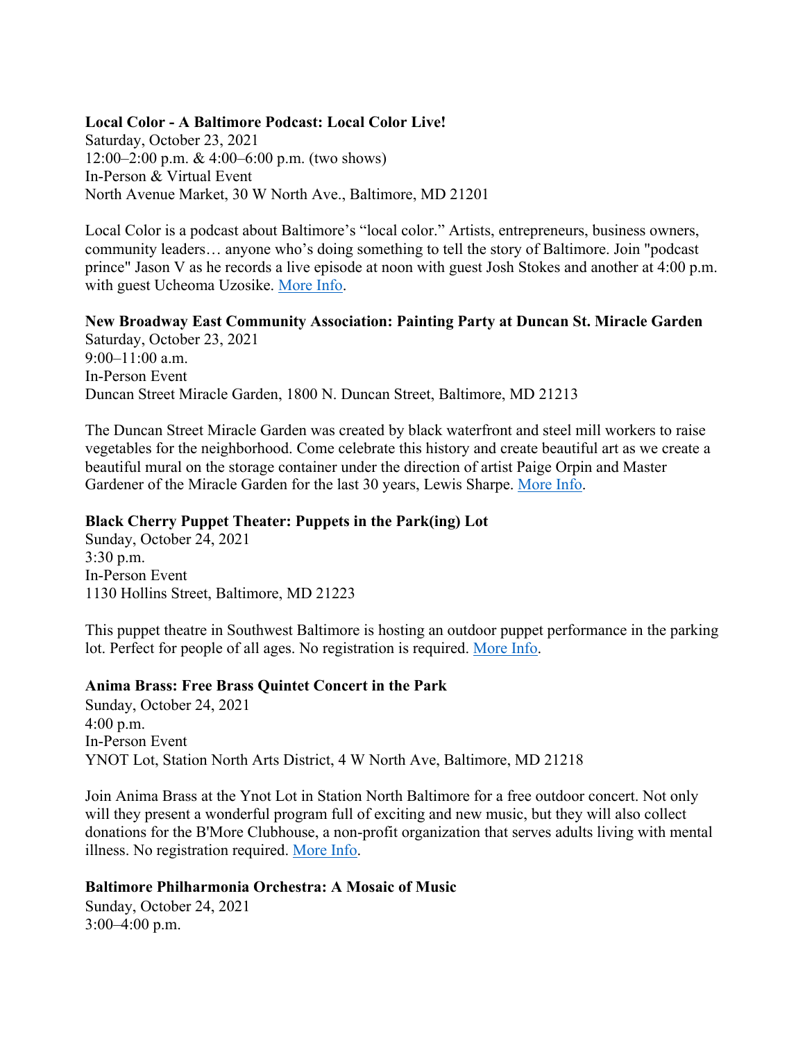**Local Color - A Baltimore Podcast: Local Color Live!**
Saturday, October 23, 2021
12:00–2:00 p.m. & 4:00–6:00 p.m. (two shows)
In-Person & Virtual Event
North Avenue Market, 30 W North Ave., Baltimore, MD 21201

Local Color is a podcast about Baltimore's "local color." Artists, entrepreneurs, business owners, community leaders… anyone who's doing something to tell the story of Baltimore. Join "podcast prince" Jason V as he records a live episode at noon with guest Josh Stokes and another at 4:00 p.m. with guest Ucheoma Uzosike. More Info.

**New Broadway East Community Association: Painting Party at Duncan St. Miracle Garden**
Saturday, October 23, 2021
9:00–11:00 a.m.
In-Person Event
Duncan Street Miracle Garden, 1800 N. Duncan Street, Baltimore, MD 21213

The Duncan Street Miracle Garden was created by black waterfront and steel mill workers to raise vegetables for the neighborhood. Come celebrate this history and create beautiful art as we create a beautiful mural on the storage container under the direction of artist Paige Orpin and Master Gardener of the Miracle Garden for the last 30 years, Lewis Sharpe. More Info.

**Black Cherry Puppet Theater: Puppets in the Park(ing) Lot**
Sunday, October 24, 2021
3:30 p.m.
In-Person Event
1130 Hollins Street, Baltimore, MD 21223

This puppet theatre in Southwest Baltimore is hosting an outdoor puppet performance in the parking lot. Perfect for people of all ages. No registration is required. More Info.

**Anima Brass: Free Brass Quintet Concert in the Park**
Sunday, October 24, 2021
4:00 p.m.
In-Person Event
YNOT Lot, Station North Arts District, 4 W North Ave, Baltimore, MD 21218

Join Anima Brass at the Ynot Lot in Station North Baltimore for a free outdoor concert. Not only will they present a wonderful program full of exciting and new music, but they will also collect donations for the B'More Clubhouse, a non-profit organization that serves adults living with mental illness. No registration required. More Info.

**Baltimore Philharmonia Orchestra: A Mosaic of Music**
Sunday, October 24, 2021
3:00–4:00 p.m.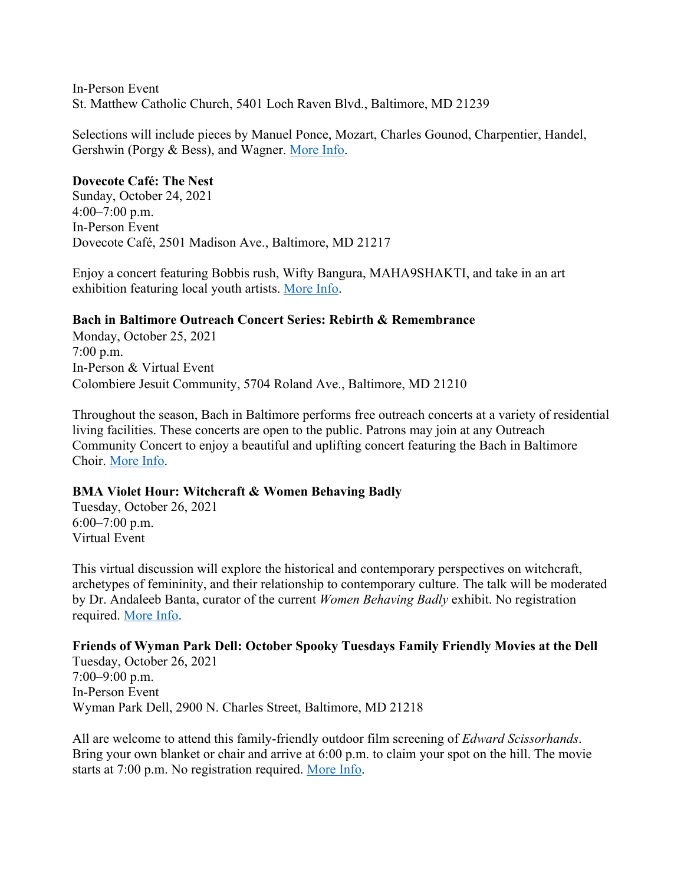In-Person Event
St. Matthew Catholic Church, 5401 Loch Raven Blvd., Baltimore, MD 21239

Selections will include pieces by Manuel Ponce, Mozart, Charles Gounod, Charpentier, Handel, Gershwin (Porgy & Bess), and Wagner. More Info.

**Dovecote Café: The Nest**
Sunday, October 24, 2021
4:00–7:00 p.m.
In-Person Event
Dovecote Café, 2501 Madison Ave., Baltimore, MD 21217

Enjoy a concert featuring Bobbis rush, Wifty Bangura, MAHA9SHAKTI, and take in an art exhibition featuring local youth artists. More Info.

**Bach in Baltimore Outreach Concert Series: Rebirth & Remembrance**
Monday, October 25, 2021
7:00 p.m.
In-Person & Virtual Event
Colombiere Jesuit Community, 5704 Roland Ave., Baltimore, MD 21210

Throughout the season, Bach in Baltimore performs free outreach concerts at a variety of residential living facilities. These concerts are open to the public. Patrons may join at any Outreach Community Concert to enjoy a beautiful and uplifting concert featuring the Bach in Baltimore Choir. More Info.

**BMA Violet Hour: Witchcraft & Women Behaving Badly**
Tuesday, October 26, 2021
6:00–7:00 p.m.
Virtual Event

This virtual discussion will explore the historical and contemporary perspectives on witchcraft, archetypes of femininity, and their relationship to contemporary culture. The talk will be moderated by Dr. Andaleeb Banta, curator of the current *Women Behaving Badly* exhibit. No registration required. More Info.

**Friends of Wyman Park Dell: October Spooky Tuesdays Family Friendly Movies at the Dell**
Tuesday, October 26, 2021
7:00–9:00 p.m.
In-Person Event
Wyman Park Dell, 2900 N. Charles Street, Baltimore, MD 21218

All are welcome to attend this family-friendly outdoor film screening of *Edward Scissorhands*. Bring your own blanket or chair and arrive at 6:00 p.m. to claim your spot on the hill. The movie starts at 7:00 p.m. No registration required. More Info.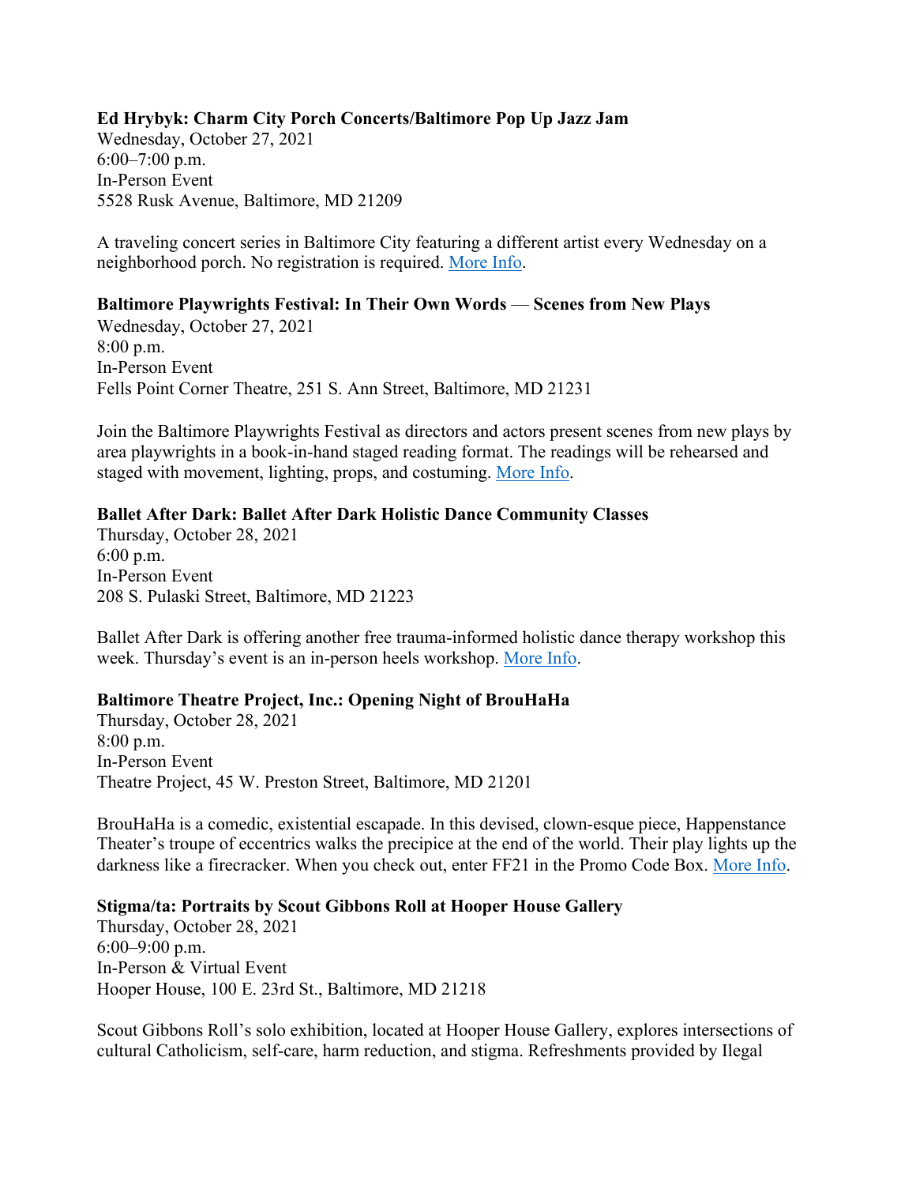**Ed Hrybyk: Charm City Porch Concerts/Baltimore Pop Up Jazz Jam**
Wednesday, October 27, 2021
6:00–7:00 p.m.
In-Person Event
5528 Rusk Avenue, Baltimore, MD 21209

A traveling concert series in Baltimore City featuring a different artist every Wednesday on a neighborhood porch. No registration is required. More Info.

**Baltimore Playwrights Festival: In Their Own Words — Scenes from New Plays**
Wednesday, October 27, 2021
8:00 p.m.
In-Person Event
Fells Point Corner Theatre, 251 S. Ann Street, Baltimore, MD 21231

Join the Baltimore Playwrights Festival as directors and actors present scenes from new plays by area playwrights in a book-in-hand staged reading format. The readings will be rehearsed and staged with movement, lighting, props, and costuming. More Info.

**Ballet After Dark: Ballet After Dark Holistic Dance Community Classes**
Thursday, October 28, 2021
6:00 p.m.
In-Person Event
208 S. Pulaski Street, Baltimore, MD 21223

Ballet After Dark is offering another free trauma-informed holistic dance therapy workshop this week. Thursday's event is an in-person heels workshop. More Info.

**Baltimore Theatre Project, Inc.: Opening Night of BrouHaHa**
Thursday, October 28, 2021
8:00 p.m.
In-Person Event
Theatre Project, 45 W. Preston Street, Baltimore, MD 21201

BrouHaHa is a comedic, existential escapade. In this devised, clown-esque piece, Happenstance Theater's troupe of eccentrics walks the precipice at the end of the world. Their play lights up the darkness like a firecracker. When you check out, enter FF21 in the Promo Code Box. More Info.

**Stigma/ta: Portraits by Scout Gibbons Roll at Hooper House Gallery**
Thursday, October 28, 2021
6:00–9:00 p.m.
In-Person & Virtual Event
Hooper House, 100 E. 23rd St., Baltimore, MD 21218

Scout Gibbons Roll's solo exhibition, located at Hooper House Gallery, explores intersections of cultural Catholicism, self-care, harm reduction, and stigma. Refreshments provided by Ilegal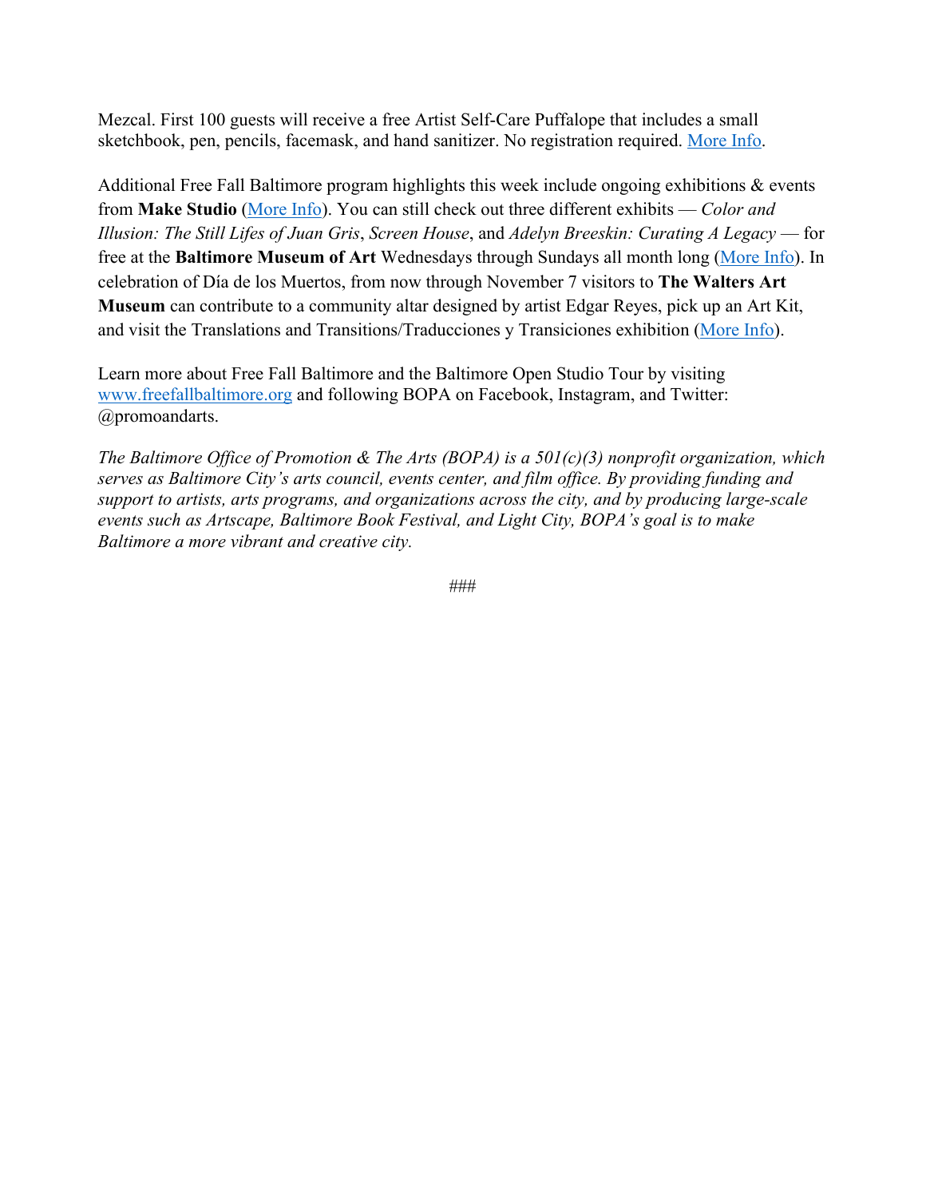Mezcal. First 100 guests will receive a free Artist Self-Care Puffalope that includes a small sketchbook, pen, pencils, facemask, and hand sanitizer. No registration required. More Info.

Additional Free Fall Baltimore program highlights this week include ongoing exhibitions & events from **Make Studio** (More Info). You can still check out three different exhibits — *Color and Illusion: The Still Lifes of Juan Gris*, *Screen House*, and *Adelyn Breeskin: Curating A Legacy* — for free at the **Baltimore Museum of Art** Wednesdays through Sundays all month long (More Info). In celebration of Día de los Muertos, from now through November 7 visitors to **The Walters Art Museum** can contribute to a community altar designed by artist Edgar Reyes, pick up an Art Kit, and visit the Translations and Transitions/Traducciones y Transiciones exhibition (More Info).

Learn more about Free Fall Baltimore and the Baltimore Open Studio Tour by visiting www.freefallbaltimore.org and following BOPA on Facebook, Instagram, and Twitter: @promoandarts.

*The Baltimore Office of Promotion & The Arts (BOPA) is a 501(c)(3) nonprofit organization, which serves as Baltimore City's arts council, events center, and film office. By providing funding and support to artists, arts programs, and organizations across the city, and by producing large-scale events such as Artscape, Baltimore Book Festival, and Light City, BOPA's goal is to make Baltimore a more vibrant and creative city.*

###